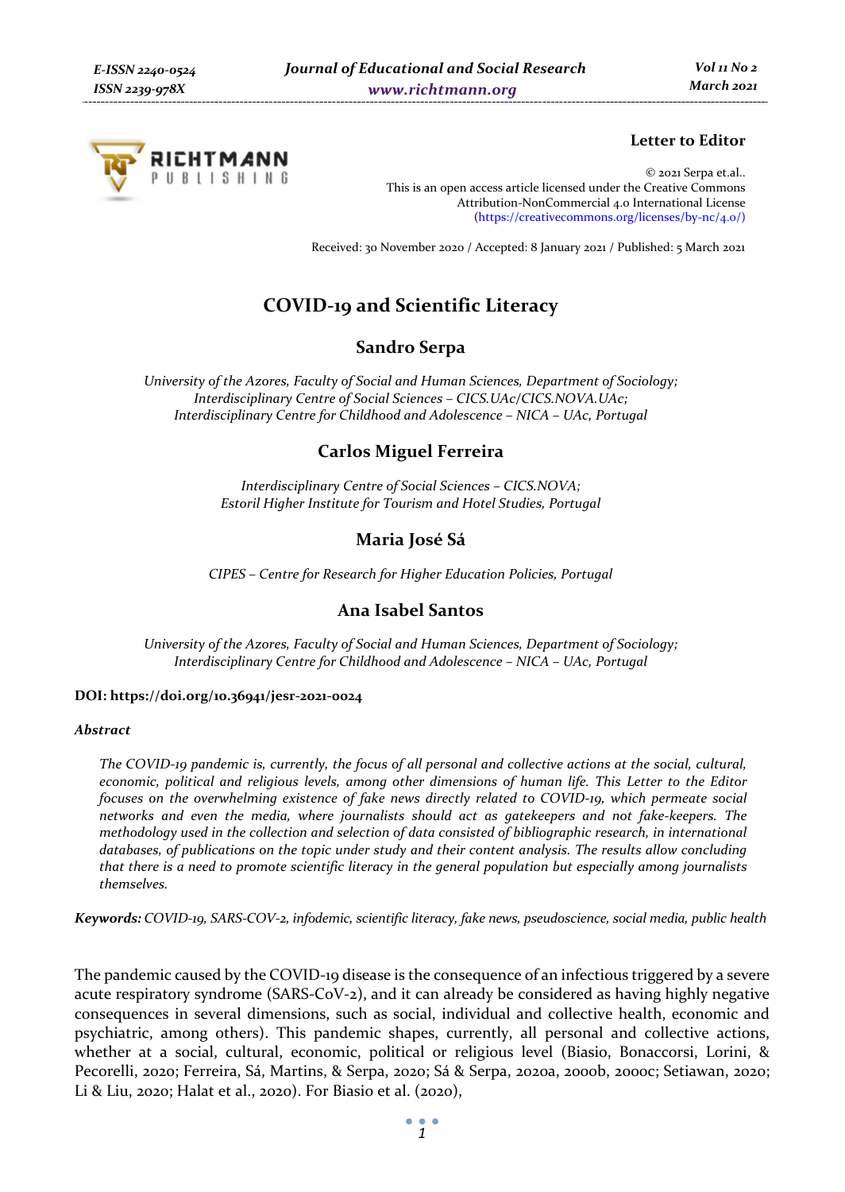Letter to Editor

© 2021 Serpa et.al..
This is an open access article licensed under the Creative Commons Attribution-NonCommercial 4.0 International License (https://creativecommons.org/licenses/by-nc/4.0/)

Received: 30 November 2020 / Accepted: 8 January 2021 / Published: 5 March 2021

# COVID-19 and Scientific Literacy

## Sandro Serpa

*University of the Azores, Faculty of Social and Human Sciences, Department of Sociology; Interdisciplinary Centre of Social Sciences – CICS.UAc/CICS.NOVA.UAc; Interdisciplinary Centre for Childhood and Adolescence – NICA – UAc, Portugal*

## Carlos Miguel Ferreira

*Interdisciplinary Centre of Social Sciences – CICS.NOVA; Estoril Higher Institute for Tourism and Hotel Studies, Portugal*

## Maria José Sá

*CIPES – Centre for Research for Higher Education Policies, Portugal*

## Ana Isabel Santos

*University of the Azores, Faculty of Social and Human Sciences, Department of Sociology; Interdisciplinary Centre for Childhood and Adolescence – NICA – UAc, Portugal*

**DOI: https://doi.org/10.36941/jesr-2021-0024**

***Abstract***

*The COVID-19 pandemic is, currently, the focus of all personal and collective actions at the social, cultural, economic, political and religious levels, among other dimensions of human life. This Letter to the Editor focuses on the overwhelming existence of fake news directly related to COVID-19, which permeate social networks and even the media, where journalists should act as gatekeepers and not fake-keepers. The methodology used in the collection and selection of data consisted of bibliographic research, in international databases, of publications on the topic under study and their content analysis. The results allow concluding that there is a need to promote scientific literacy in the general population but especially among journalists themselves.*

***Keywords:*** *COVID-19, SARS-COV-2, infodemic, scientific literacy, fake news, pseudoscience, social media, public health*

The pandemic caused by the COVID-19 disease is the consequence of an infectious triggered by a severe acute respiratory syndrome (SARS-CoV-2), and it can already be considered as having highly negative consequences in several dimensions, such as social, individual and collective health, economic and psychiatric, among others). This pandemic shapes, currently, all personal and collective actions, whether at a social, cultural, economic, political or religious level (Biasio, Bonaccorsi, Lorini, & Pecorelli, 2020; Ferreira, Sá, Martins, & Serpa, 2020; Sá & Serpa, 2020a, 2020b, 2020c; Setiawan, 2020; Li & Liu, 2020; Halat et al., 2020). For Biasio et al. (2020),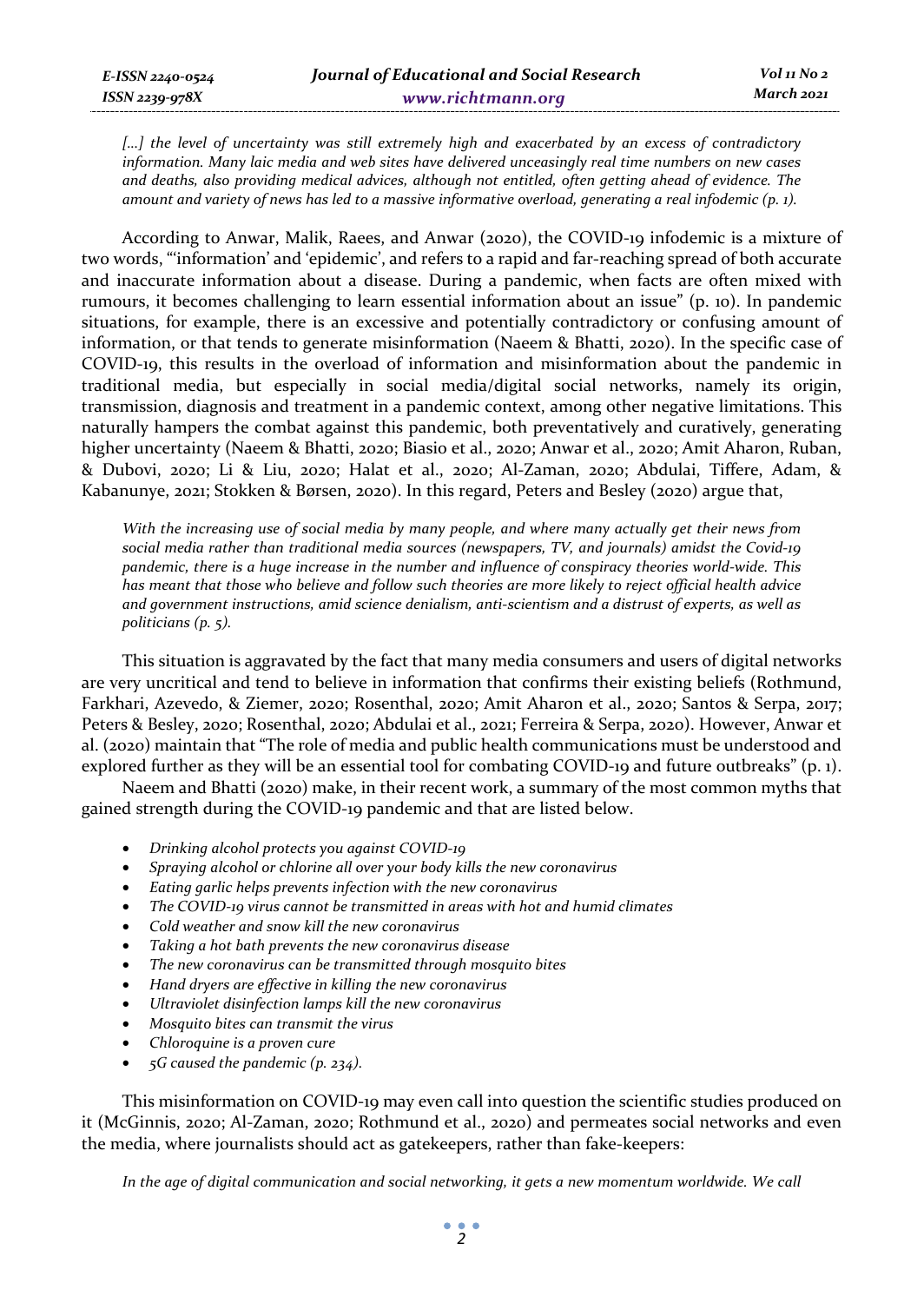*[...] the level of uncertainty was still extremely high and exacerbated by an excess of contradictory information. Many laic media and web sites have delivered unceasingly real time numbers on new cases and deaths, also providing medical advices, although not entitled, often getting ahead of evidence. The amount and variety of news has led to a massive informative overload, generating a real infodemic (p. 1).*

According to Anwar, Malik, Raees, and Anwar (2020), the COVID-19 infodemic is a mixture of two words, "'information' and 'epidemic', and refers to a rapid and far-reaching spread of both accurate and inaccurate information about a disease. During a pandemic, when facts are often mixed with rumours, it becomes challenging to learn essential information about an issue" (p. 10). In pandemic situations, for example, there is an excessive and potentially contradictory or confusing amount of information, or that tends to generate misinformation (Naeem & Bhatti, 2020). In the specific case of COVID-19, this results in the overload of information and misinformation about the pandemic in traditional media, but especially in social media/digital social networks, namely its origin, transmission, diagnosis and treatment in a pandemic context, among other negative limitations. This naturally hampers the combat against this pandemic, both preventatively and curatively, generating higher uncertainty (Naeem & Bhatti, 2020; Biasio et al., 2020; Anwar et al., 2020; Amit Aharon, Ruban, & Dubovi, 2020; Li & Liu, 2020; Halat et al., 2020; Al-Zaman, 2020; Abdulai, Tiffere, Adam, & Kabanunye, 2021; Stokken & Børsen, 2020). In this regard, Peters and Besley (2020) argue that,

*With the increasing use of social media by many people, and where many actually get their news from social media rather than traditional media sources (newspapers, TV, and journals) amidst the Covid-19 pandemic, there is a huge increase in the number and influence of conspiracy theories world-wide. This has meant that those who believe and follow such theories are more likely to reject official health advice and government instructions, amid science denialism, anti-scientism and a distrust of experts, as well as politicians (p. 5).*

This situation is aggravated by the fact that many media consumers and users of digital networks are very uncritical and tend to believe in information that confirms their existing beliefs (Rothmund, Farkhari, Azevedo, & Ziemer, 2020; Rosenthal, 2020; Amit Aharon et al., 2020; Santos & Serpa, 2017; Peters & Besley, 2020; Rosenthal, 2020; Abdulai et al., 2021; Ferreira & Serpa, 2020). However, Anwar et al. (2020) maintain that "The role of media and public health communications must be understood and explored further as they will be an essential tool for combating COVID-19 and future outbreaks" (p. 1).

Naeem and Bhatti (2020) make, in their recent work, a summary of the most common myths that gained strength during the COVID-19 pandemic and that are listed below.

- *Drinking alcohol protects you against COVID-19*
- *Spraying alcohol or chlorine all over your body kills the new coronavirus*
- *Eating garlic helps prevents infection with the new coronavirus*
- *The COVID-19 virus cannot be transmitted in areas with hot and humid climates*
- *Cold weather and snow kill the new coronavirus*
- *Taking a hot bath prevents the new coronavirus disease*
- *The new coronavirus can be transmitted through mosquito bites*
- *Hand dryers are effective in killing the new coronavirus*
- *Ultraviolet disinfection lamps kill the new coronavirus*
- *Mosquito bites can transmit the virus*
- *Chloroquine is a proven cure*
- *5G caused the pandemic (p. 234).*

This misinformation on COVID-19 may even call into question the scientific studies produced on it (McGinnis, 2020; Al-Zaman, 2020; Rothmund et al., 2020) and permeates social networks and even the media, where journalists should act as gatekeepers, rather than fake-keepers:

*In the age of digital communication and social networking, it gets a new momentum worldwide. We call*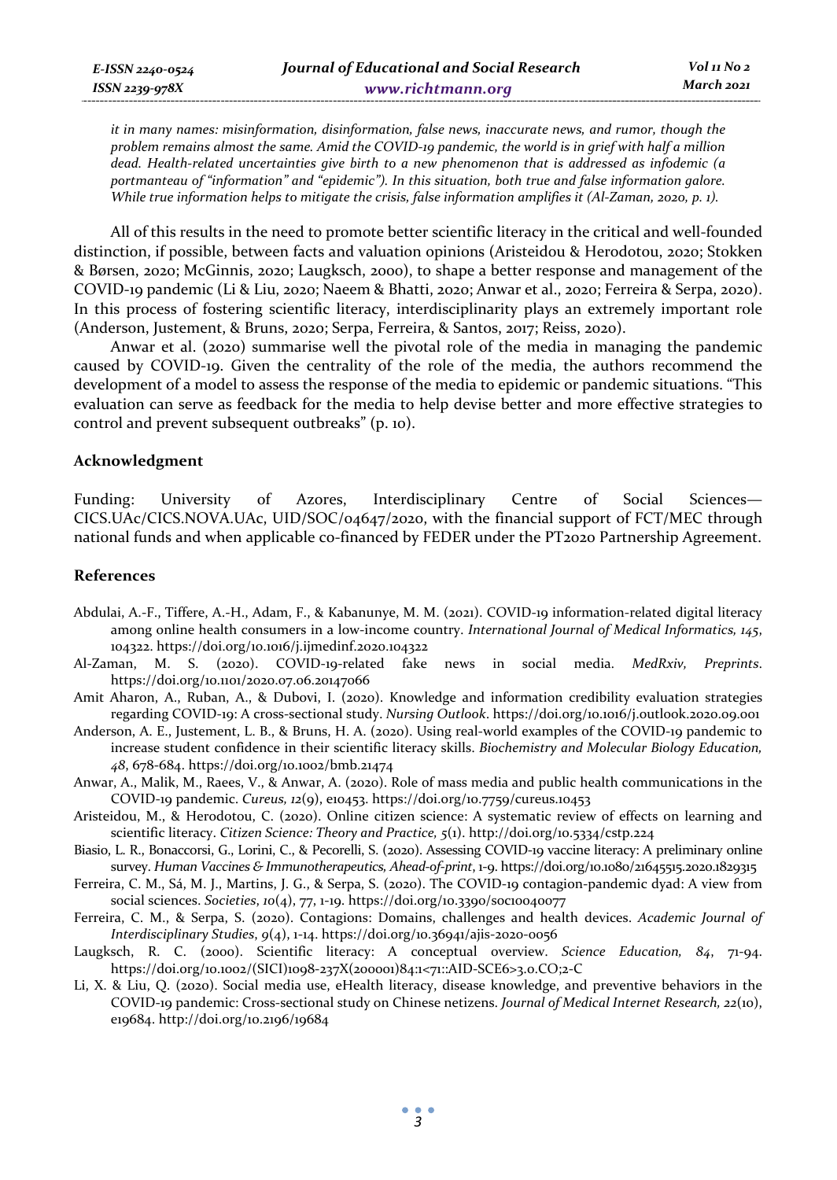*it in many names: misinformation, disinformation, false news, inaccurate news, and rumor, though the problem remains almost the same. Amid the COVID-19 pandemic, the world is in grief with half a million dead. Health-related uncertainties give birth to a new phenomenon that is addressed as infodemic (a portmanteau of "information" and "epidemic"). In this situation, both true and false information galore. While true information helps to mitigate the crisis, false information amplifies it (Al-Zaman, 2020, p. 1).*

All of this results in the need to promote better scientific literacy in the critical and well-founded distinction, if possible, between facts and valuation opinions (Aristeidou & Herodotou, 2020; Stokken & Børsen, 2020; McGinnis, 2020; Laugksch, 2000), to shape a better response and management of the COVID-19 pandemic (Li & Liu, 2020; Naeem & Bhatti, 2020; Anwar et al., 2020; Ferreira & Serpa, 2020). In this process of fostering scientific literacy, interdisciplinarity plays an extremely important role (Anderson, Justement, & Bruns, 2020; Serpa, Ferreira, & Santos, 2017; Reiss, 2020).

Anwar et al. (2020) summarise well the pivotal role of the media in managing the pandemic caused by COVID-19. Given the centrality of the role of the media, the authors recommend the development of a model to assess the response of the media to epidemic or pandemic situations. "This evaluation can serve as feedback for the media to help devise better and more effective strategies to control and prevent subsequent outbreaks" (p. 10).

## Acknowledgment

Funding: University of Azores, Interdisciplinary Centre of Social Sciences—CICS.UAc/CICS.NOVA.UAc, UID/SOC/04647/2020, with the financial support of FCT/MEC through national funds and when applicable co-financed by FEDER under the PT2020 Partnership Agreement.

## References

Abdulai, A.-F., Tiffere, A.-H., Adam, F., & Kabanunye, M. M. (2021). COVID-19 information-related digital literacy among online health consumers in a low-income country. *International Journal of Medical Informatics, 145*, 104322. https://doi.org/10.1016/j.ijmedinf.2020.104322

Al-Zaman, M. S. (2020). COVID-19-related fake news in social media. *MedRxiv, Preprints*. https://doi.org/10.1101/2020.07.06.20147066

Amit Aharon, A., Ruban, A., & Dubovi, I. (2020). Knowledge and information credibility evaluation strategies regarding COVID-19: A cross-sectional study. *Nursing Outlook*. https://doi.org/10.1016/j.outlook.2020.09.001

Anderson, A. E., Justement, L. B., & Bruns, H. A. (2020). Using real-world examples of the COVID-19 pandemic to increase student confidence in their scientific literacy skills. *Biochemistry and Molecular Biology Education, 48*, 678-684. https://doi.org/10.1002/bmb.21474

Anwar, A., Malik, M., Raees, V., & Anwar, A. (2020). Role of mass media and public health communications in the COVID-19 pandemic. *Cureus, 12*(9), e10453. https://doi.org/10.7759/cureus.10453

Aristeidou, M., & Herodotou, C. (2020). Online citizen science: A systematic review of effects on learning and scientific literacy. *Citizen Science: Theory and Practice, 5*(1). http://doi.org/10.5334/cstp.224

Biasio, L. R., Bonaccorsi, G., Lorini, C., & Pecorelli, S. (2020). Assessing COVID-19 vaccine literacy: A preliminary online survey. *Human Vaccines & Immunotherapeutics, Ahead-of-print*, 1-9. https://doi.org/10.1080/21645515.2020.1829315

Ferreira, C. M., Sá, M. J., Martins, J. G., & Serpa, S. (2020). The COVID-19 contagion-pandemic dyad: A view from social sciences. *Societies, 10*(4), 77, 1-19. https://doi.org/10.3390/soc10040077

Ferreira, C. M., & Serpa, S. (2020). Contagions: Domains, challenges and health devices. *Academic Journal of Interdisciplinary Studies, 9*(4), 1-14. https://doi.org/10.36941/ajis-2020-0056

Laugksch, R. C. (2000). Scientific literacy: A conceptual overview. *Science Education, 84*, 71-94. https://doi.org/10.1002/(SICI)1098-237X(200001)84:1<71::AID-SCE6>3.0.CO;2-C

Li, X. & Liu, Q. (2020). Social media use, eHealth literacy, disease knowledge, and preventive behaviors in the COVID-19 pandemic: Cross-sectional study on Chinese netizens. *Journal of Medical Internet Research, 22*(10), e19684. http://doi.org/10.2196/19684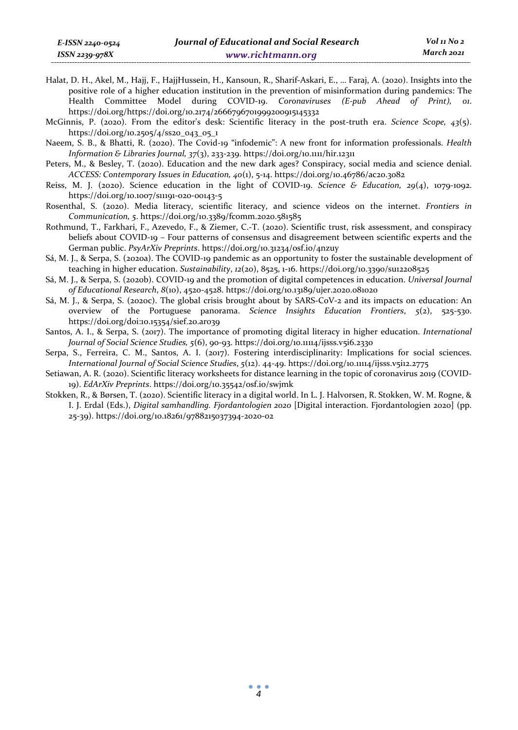Halat, D. H., Akel, M., Hajj, F., HajjHussein, H., Kansoun, R., Sharif-Askari, E., … Faraj, A. (2020). Insights into the positive role of a higher education institution in the prevention of misinformation during pandemics: The Health Committee Model during COVID-19. *Coronaviruses (E-pub Ahead of Print), 01*. https://doi.org/https://doi.org/10.2174/2666796701999200915145332

McGinnis, P. (2020). From the editor's desk: Scientific literacy in the post-truth era. *Science Scope, 43*(5). https://doi.org/10.2505/4/ss20_043_05_1

Naeem, S. B., & Bhatti, R. (2020). The Covid-19 "infodemic": A new front for information professionals. *Health Information & Libraries Journal, 37*(3), 233-239. https://doi.org/10.1111/hir.12311

Peters, M., & Besley, T. (2020). Education and the new dark ages? Conspiracy, social media and science denial. *ACCESS: Contemporary Issues in Education, 40*(1), 5-14. https://doi.org/10.46786/ac20.3082

Reiss, M. J. (2020). Science education in the light of COVID-19. *Science & Education, 29*(4), 1079-1092. https://doi.org/10.1007/s11191-020-00143-5

Rosenthal, S. (2020). Media literacy, scientific literacy, and science videos on the internet. *Frontiers in Communication, 5*. https://doi.org/10.3389/fcomm.2020.581585

Rothmund, T., Farkhari, F., Azevedo, F., & Ziemer, C.-T. (2020). Scientific trust, risk assessment, and conspiracy beliefs about COVID-19 – Four patterns of consensus and disagreement between scientific experts and the German public. *PsyArXiv Preprints*. https://doi.org/10.31234/osf.io/4nzuy

Sá, M. J., & Serpa, S. (2020a). The COVID-19 pandemic as an opportunity to foster the sustainable development of teaching in higher education. *Sustainability*, *12*(20), 8525, 1-16. https://doi.org/10.3390/su12208525

Sá, M. J., & Serpa, S. (2020b). COVID-19 and the promotion of digital competences in education. *Universal Journal of Educational Research*, *8*(10), 4520-4528. https://doi.org/10.13189/ujer.2020.081020

Sá, M. J., & Serpa, S. (2020c). The global crisis brought about by SARS-CoV-2 and its impacts on education: An overview of the Portuguese panorama. *Science Insights Education Frontiers*, *5*(2), 525-530. https://doi.org/doi:10.15354/sief.20.ar039

Santos, A. I., & Serpa, S. (2017). The importance of promoting digital literacy in higher education. *International Journal of Social Science Studies, 5*(6), 90-93. https://doi.org/10.11114/ijsss.v5i6.2330

Serpa, S., Ferreira, C. M., Santos, A. I. (2017). Fostering interdisciplinarity: Implications for social sciences. *International Journal of Social Science Studies*, *5*(12). 44-49. https://doi.org/10.11114/ijsss.v5i12.2775

Setiawan, A. R. (2020). Scientific literacy worksheets for distance learning in the topic of coronavirus 2019 (COVID-19). *EdArXiv Preprints*. https://doi.org/10.35542/osf.io/swjmk

Stokken, R., & Børsen, T. (2020). Scientific literacy in a digital world. In L. J. Halvorsen, R. Stokken, W. M. Rogne, & I. J. Erdal (Eds.), *Digital samhandling. Fjordantologien 2020* [Digital interaction. Fjordantologien 2020] (pp. 25-39). https://doi.org/10.18261/9788215037394-2020-02